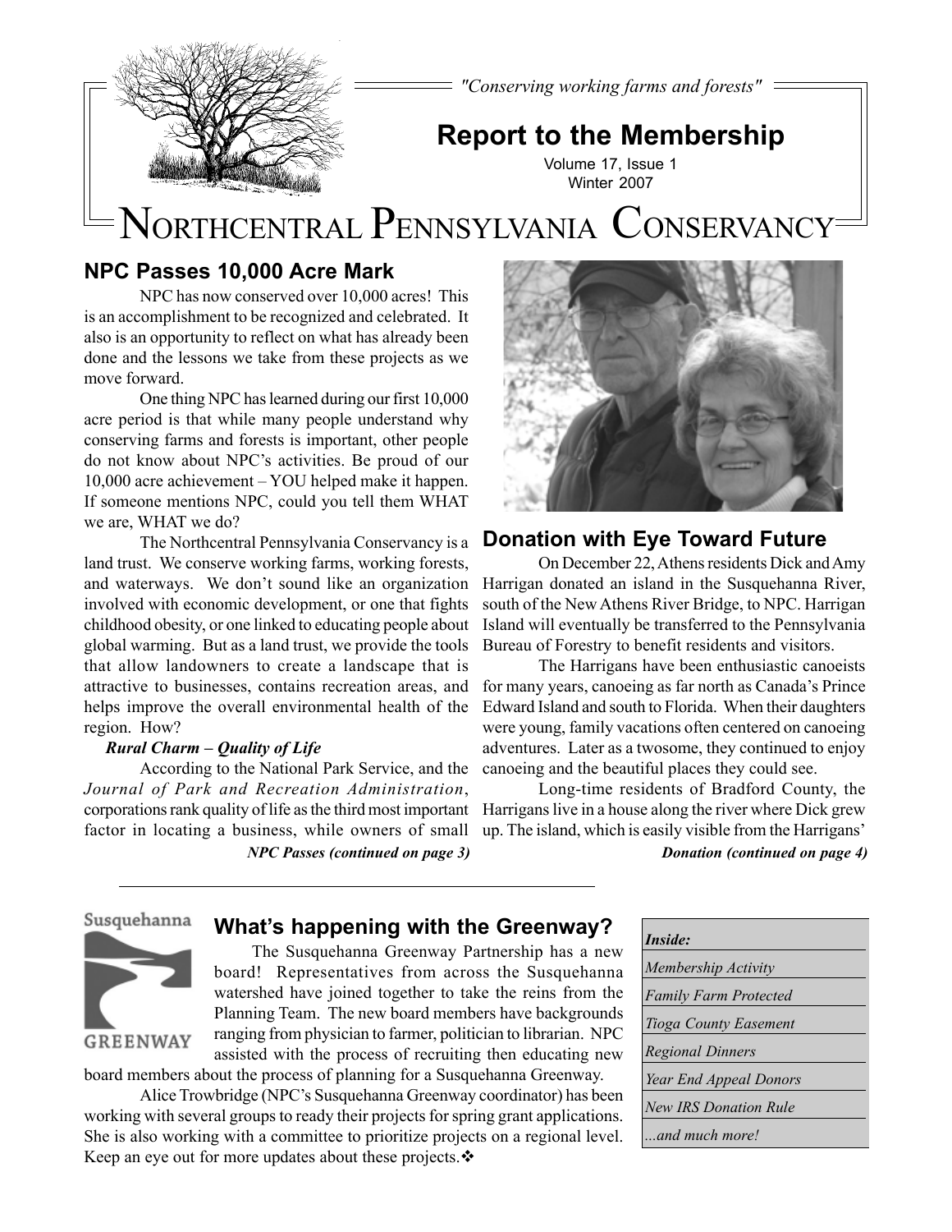*"Conserving working farms and forests"*

# Report to the Membership

Volume 17, Issue 1
Winter 2007

# Northcentral Pennsylvania Conservancy

## NPC Passes 10,000 Acre Mark

NPC has now conserved over 10,000 acres! This is an accomplishment to be recognized and celebrated. It also is an opportunity to reflect on what has already been done and the lessons we take from these projects as we move forward.

One thing NPC has learned during our first 10,000 acre period is that while many people understand why conserving farms and forests is important, other people do not know about NPC's activities. Be proud of our 10,000 acre achievement – YOU helped make it happen. If someone mentions NPC, could you tell them WHAT we are, WHAT we do?

The Northcentral Pennsylvania Conservancy is a land trust. We conserve working farms, working forests, and waterways. We don't sound like an organization involved with economic development, or one that fights childhood obesity, or one linked to educating people about global warming. But as a land trust, we provide the tools that allow landowners to create a landscape that is attractive to businesses, contains recreation areas, and helps improve the overall environmental health of the region. How?

***Rural Charm – Quality of Life***

According to the National Park Service, and the *Journal of Park and Recreation Administration*, corporations rank quality of life as the third most important factor in locating a business, while owners of small

***NPC Passes (continued on page 3)***

## Donation with Eye Toward Future

On December 22, Athens residents Dick and Amy Harrigan donated an island in the Susquehanna River, south of the New Athens River Bridge, to NPC. Harrigan Island will eventually be transferred to the Pennsylvania Bureau of Forestry to benefit residents and visitors.

The Harrigans have been enthusiastic canoeists for many years, canoeing as far north as Canada's Prince Edward Island and south to Florida. When their daughters were young, family vacations often centered on canoeing adventures. Later as a twosome, they continued to enjoy canoeing and the beautiful places they could see.

Long-time residents of Bradford County, the Harrigans live in a house along the river where Dick grew up. The island, which is easily visible from the Harrigans'

***Donation (continued on page 4)***

---

## What's happening with the Greenway?

The Susquehanna Greenway Partnership has a new board! Representatives from across the Susquehanna watershed have joined together to take the reins from the Planning Team. The new board members have backgrounds ranging from physician to farmer, politician to librarian. NPC assisted with the process of recruiting then educating new board members about the process of planning for a Susquehanna Greenway.

Alice Trowbridge (NPC's Susquehanna Greenway coordinator) has been working with several groups to ready their projects for spring grant applications. She is also working with a committee to prioritize projects on a regional level. Keep an eye out for more updates about these projects.❖

| ***Inside:*** |
|---|
| *Membership Activity* |
| *Family Farm Protected* |
| *Tioga County Easement* |
| *Regional Dinners* |
| *Year End Appeal Donors* |
| *New IRS Donation Rule* |
| *...and much more!* |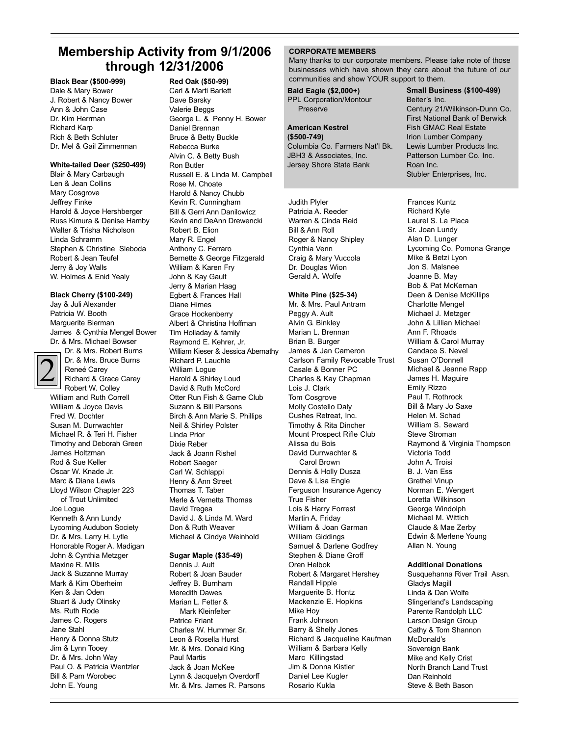# Membership Activity from 9/1/2006 through 12/31/2006

**Black Bear ($500-999)**
Dale & Mary Bower
J. Robert & Nancy Bower
Ann & John Case
Dr. Kim Herrman
Richard Karp
Rich & Beth Schluter
Dr. Mel & Gail Zimmerman

**White-tailed Deer ($250-499)**
Blair & Mary Carbaugh
Len & Jean Collins
Mary Cosgrove
Jeffrey Finke
Harold & Joyce Hershberger
Russ Kimura & Denise Hamby
Walter & Trisha Nicholson
Linda Schramm
Stephen & Christine Sleboda
Robert & Jean Teufel
Jerry & Joy Walls
W. Holmes & Enid Yealy

**Black Cherry ($100-249)**
Jay & Juli Alexander
Patricia W. Booth
Marguerite Bierman
James & Cynthia Mengel Bower
Dr. & Mrs. Michael Bowser
Dr. & Mrs. Robert Burns
Dr. & Mrs. Bruce Burns
Reneé Carey
Richard & Grace Carey
Robert W. Colley
William and Ruth Correll
William & Joyce Davis
Fred W. Dochter
Susan M. Durrwachter
Michael R. & Teri H. Fisher
Timothy and Deborah Green
James Holtzman
Rod & Sue Keller
Oscar W. Knade Jr.
Marc & Diane Lewis
Lloyd Wilson Chapter 223 of Trout Unlimited
Joe Logue
Kenneth & Ann Lundy
Lycoming Audubon Society
Dr. & Mrs. Larry H. Lytle
Honorable Roger A. Madigan
John & Cynthia Metzger
Maxine R. Mills
Jack & Suzanne Murray
Mark & Kim Oberheim
Ken & Jan Oden
Stuart & Judy Olinsky
Ms. Ruth Rode
James C. Rogers
Jane Stahl
Henry & Donna Stutz
Jim & Lynn Tooey
Dr. & Mrs. John Way
Paul O. & Patricia Wentzler
Bill & Pam Worobec
John E. Young

**Red Oak ($50-99)**
Carl & Marti Barlett
Dave Barsky
Valerie Beggs
George L. & Penny H. Bower
Daniel Brennan
Bruce & Betty Buckle
Rebecca Burke
Alvin C. & Betty Bush
Ron Butler
Russell E. & Linda M. Campbell
Rose M. Choate
Harold & Nancy Chubb
Kevin R. Cunningham
Bill & Gerri Ann Danilowicz
Kevin and DeAnn Drewencki
Robert B. Elion
Mary R. Engel
Anthony C. Ferraro
Bernette & George Fitzgerald
William & Karen Fry
John & Kay Gault
Jerry & Marian Haag
Egbert & Frances Hall
Diane Himes
Grace Hockenberry
Albert & Christina Hoffman
Tim Holladay & family
Raymond E. Kehrer, Jr.
William Kieser & Jessica Abernathy
Richard P. Lauchle
William Logue
Harold & Shirley Loud
David & Ruth McCord
Otter Run Fish & Game Club
Suzann & Bill Parsons
Birch & Ann Marie S. Phillips
Neil & Shirley Polster
Linda Prior
Dixie Reber
Jack & Joann Rishel
Robert Saeger
Carl W. Schlappi
Henry & Ann Street
Thomas T. Taber
Merle & Vernetta Thomas
David Tregea
David J. & Linda M. Ward
Don & Ruth Weaver
Michael & Cindye Weinhold

**Sugar Maple ($35-49)**
Dennis J. Ault
Robert & Joan Bauder
Jeffrey B. Burnham
Meredith Dawes
Marian L. Fetter & Mark Kleinfelter
Patrice Friant
Charles W. Hummer Sr.
Leon & Rosella Hurst
Mr. & Mrs. Donald King
Paul Martis
Jack & Joan McKee
Lynn & Jacquelyn Overdorff
Mr. & Mrs. James R. Parsons
Judith Plyler
Patricia A. Reeder
Warren & Cinda Reid
Bill & Ann Roll
Roger & Nancy Shipley
Cynthia Venn
Craig & Mary Vuccola
Dr. Douglas Wion
Gerald A. Wolfe

**White Pine ($25-34)**
Mr. & Mrs. Paul Antram
Peggy A. Ault
Alvin G. Binkley
Marian L. Brennan
Brian B. Burger
James & Jan Cameron
Carlson Family Revocable Trust
Casale & Bonner PC
Charles & Kay Chapman
Lois J. Clark
Tom Cosgrove
Molly Costello Daly
Cushes Retreat, Inc.
Timothy & Rita Dincher
Mount Prospect Rifle Club
Alissa du Bois
David Durrwachter & Carol Brown
Dennis & Holly Dusza
Dave & Lisa Engle
Ferguson Insurance Agency
True Fisher
Lois & Harry Forrest
Martin A. Friday
William & Joan Garman
William Giddings
Samuel & Darlene Godfrey
Stephen & Diane Groff
Oren Helbok
Robert & Margaret Hershey
Randall Hipple
Marguerite B. Hontz
Mackenzie E. Hopkins
Mike Hoy
Frank Johnson
Barry & Shelly Jones
Richard & Jacqueline Kaufman
William & Barbara Kelly
Marc Killingstad
Jim & Donna Kistler
Daniel Lee Kugler
Rosario Kukla
Frances Kuntz
Richard Kyle
Laurel S. La Placa
Sr. Joan Lundy
Alan D. Lunger
Lycoming Co. Pomona Grange
Mike & Betzi Lyon
Jon S. Malsnee
Joanne B. May
Bob & Pat McKernan
Deen & Denise McKillips
Charlotte Mengel
Michael J. Metzger
John & Lillian Michael
Ann F. Rhoads
William & Carol Murray
Candace S. Nevel
Susan O'Donnell
Michael & Jeanne Rapp
James H. Maguire
Emily Rizzo
Paul T. Rothrock
Bill & Mary Jo Saxe
Helen M. Schad
William S. Seward
Steve Stroman
Raymond & Virginia Thompson
Victoria Todd
John A. Troisi
B. J. Van Ess
Grethel Vinup
Norman E. Wengert
Loretta Wilkinson
George Windolph
Michael M. Wittich
Claude & Mae Zerby
Edwin & Merlene Young
Allan N. Young

**Additional Donations**
Susquehanna River Trail Assn.
Gladys Magill
Linda & Dan Wolfe
Slingerland's Landscaping
Parente Randolph LLC
Larson Design Group
Cathy & Tom Shannon
McDonald's
Sovereign Bank
Mike and Kelly Crist
North Branch Land Trust
Dan Reinhold
Steve & Beth Bason

## CORPORATE MEMBERS

Many thanks to our corporate members. Please take note of those businesses which have shown they care about the future of our communities and show YOUR support to them.

**Bald Eagle ($2,000+)**
PPL Corporation/Montour Preserve

**American Kestrel ($500-749)**
Columbia Co. Farmers Nat'l Bk.
JBH3 & Associates, Inc.
Jersey Shore State Bank

**Small Business ($100-499)**
Beiter's Inc.
Century 21/Wilkinson-Dunn Co.
First National Bank of Berwick
Fish GMAC Real Estate
Irion Lumber Company
Lewis Lumber Products Inc.
Patterson Lumber Co. Inc.
Roan Inc.
Stubler Enterprises, Inc.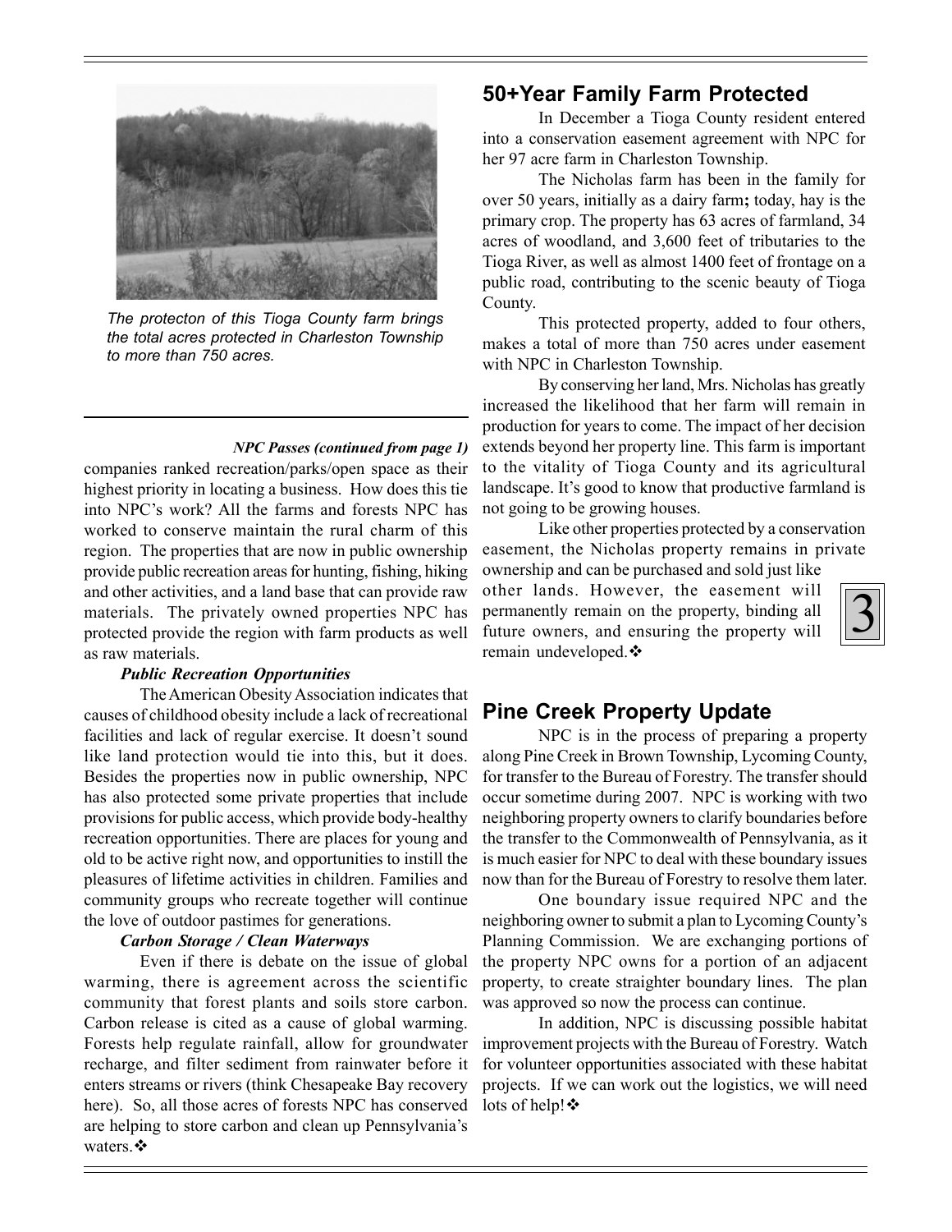The protecton of this Tioga County farm brings the total acres protected in Charleston Township to more than 750 acres.

***NPC Passes (continued from page 1)***

companies ranked recreation/parks/open space as their highest priority in locating a business. How does this tie into NPC's work? All the farms and forests NPC has worked to conserve maintain the rural charm of this region. The properties that are now in public ownership provide public recreation areas for hunting, fishing, hiking and other activities, and a land base that can provide raw materials. The privately owned properties NPC has protected provide the region with farm products as well as raw materials.

***Public Recreation Opportunities***

The American Obesity Association indicates that causes of childhood obesity include a lack of recreational facilities and lack of regular exercise. It doesn't sound like land protection would tie into this, but it does. Besides the properties now in public ownership, NPC has also protected some private properties that include provisions for public access, which provide body-healthy recreation opportunities. There are places for young and old to be active right now, and opportunities to instill the pleasures of lifetime activities in children. Families and community groups who recreate together will continue the love of outdoor pastimes for generations.

***Carbon Storage / Clean Waterways***

Even if there is debate on the issue of global warming, there is agreement across the scientific community that forest plants and soils store carbon. Carbon release is cited as a cause of global warming. Forests help regulate rainfall, allow for groundwater recharge, and filter sediment from rainwater before it enters streams or rivers (think Chesapeake Bay recovery here). So, all those acres of forests NPC has conserved are helping to store carbon and clean up Pennsylvania's waters.❖

## 50+Year Family Farm Protected

In December a Tioga County resident entered into a conservation easement agreement with NPC for her 97 acre farm in Charleston Township.

The Nicholas farm has been in the family for over 50 years, initially as a dairy farm**;** today, hay is the primary crop. The property has 63 acres of farmland, 34 acres of woodland, and 3,600 feet of tributaries to the Tioga River, as well as almost 1400 feet of frontage on a public road, contributing to the scenic beauty of Tioga County.

This protected property, added to four others, makes a total of more than 750 acres under easement with NPC in Charleston Township.

By conserving her land, Mrs. Nicholas has greatly increased the likelihood that her farm will remain in production for years to come. The impact of her decision extends beyond her property line. This farm is important to the vitality of Tioga County and its agricultural landscape. It's good to know that productive farmland is not going to be growing houses.

Like other properties protected by a conservation easement, the Nicholas property remains in private ownership and can be purchased and sold just like other lands. However, the easement will permanently remain on the property, binding all future owners, and ensuring the property will remain undeveloped.❖

## Pine Creek Property Update

NPC is in the process of preparing a property along Pine Creek in Brown Township, Lycoming County, for transfer to the Bureau of Forestry. The transfer should occur sometime during 2007. NPC is working with two neighboring property owners to clarify boundaries before the transfer to the Commonwealth of Pennsylvania, as it is much easier for NPC to deal with these boundary issues now than for the Bureau of Forestry to resolve them later.

One boundary issue required NPC and the neighboring owner to submit a plan to Lycoming County's Planning Commission. We are exchanging portions of the property NPC owns for a portion of an adjacent property, to create straighter boundary lines. The plan was approved so now the process can continue.

In addition, NPC is discussing possible habitat improvement projects with the Bureau of Forestry. Watch for volunteer opportunities associated with these habitat projects. If we can work out the logistics, we will need lots of help!❖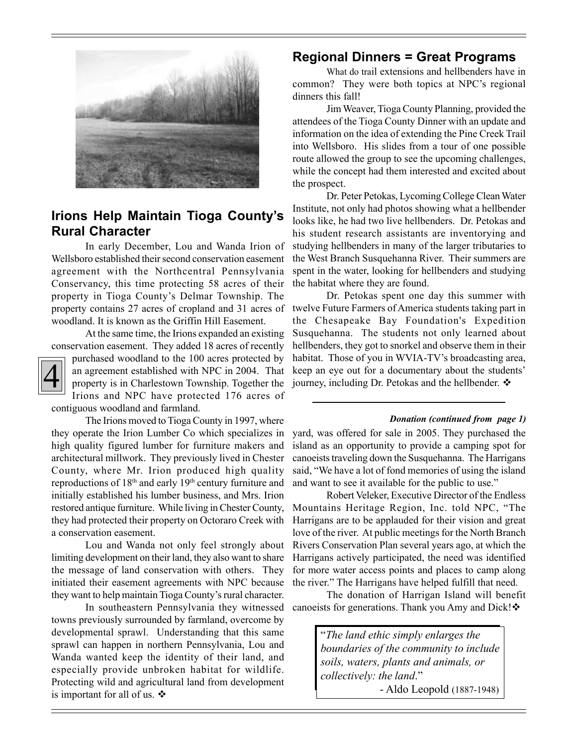## Irions Help Maintain Tioga County's Rural Character

In early December, Lou and Wanda Irion of Wellsboro established their second conservation easement agreement with the Northcentral Pennsylvania Conservancy, this time protecting 58 acres of their property in Tioga County's Delmar Township. The property contains 27 acres of cropland and 31 acres of woodland. It is known as the Griffin Hill Easement.

At the same time, the Irions expanded an existing conservation easement. They added 18 acres of recently purchased woodland to the 100 acres protected by an agreement established with NPC in 2004. That property is in Charlestown Township. Together the Irions and NPC have protected 176 acres of contiguous woodland and farmland.

The Irions moved to Tioga County in 1997, where they operate the Irion Lumber Co which specializes in high quality figured lumber for furniture makers and architectural millwork. They previously lived in Chester County, where Mr. Irion produced high quality reproductions of 18th and early 19th century furniture and initially established his lumber business, and Mrs. Irion restored antique furniture. While living in Chester County, they had protected their property on Octoraro Creek with a conservation easement.

Lou and Wanda not only feel strongly about limiting development on their land, they also want to share the message of land conservation with others. They initiated their easement agreements with NPC because they want to help maintain Tioga County's rural character.

In southeastern Pennsylvania they witnessed towns previously surrounded by farmland, overcome by developmental sprawl. Understanding that this same sprawl can happen in northern Pennsylvania, Lou and Wanda wanted keep the identity of their land, and especially provide unbroken habitat for wildlife. Protecting wild and agricultural land from development is important for all of us. ❖

## Regional Dinners = Great Programs

What do trail extensions and hellbenders have in common? They were both topics at NPC's regional dinners this fall!

Jim Weaver, Tioga County Planning, provided the attendees of the Tioga County Dinner with an update and information on the idea of extending the Pine Creek Trail into Wellsboro. His slides from a tour of one possible route allowed the group to see the upcoming challenges, while the concept had them interested and excited about the prospect.

Dr. Peter Petokas, Lycoming College Clean Water Institute, not only had photos showing what a hellbender looks like, he had two live hellbenders. Dr. Petokas and his student research assistants are inventorying and studying hellbenders in many of the larger tributaries to the West Branch Susquehanna River. Their summers are spent in the water, looking for hellbenders and studying the habitat where they are found.

Dr. Petokas spent one day this summer with twelve Future Farmers of America students taking part in the Chesapeake Bay Foundation's Expedition Susquehanna. The students not only learned about hellbenders, they got to snorkel and observe them in their habitat. Those of you in WVIA-TV's broadcasting area, keep an eye out for a documentary about the students' journey, including Dr. Petokas and the hellbender. ❖

***Donation (continued from page 1)***

yard, was offered for sale in 2005. They purchased the island as an opportunity to provide a camping spot for canoeists traveling down the Susquehanna. The Harrigans said, "We have a lot of fond memories of using the island and want to see it available for the public to use."

Robert Veleker, Executive Director of the Endless Mountains Heritage Region, Inc. told NPC, "The Harrigans are to be applauded for their vision and great love of the river. At public meetings for the North Branch Rivers Conservation Plan several years ago, at which the Harrigans actively participated, the need was identified for more water access points and places to camp along the river." The Harrigans have helped fulfill that need.

The donation of Harrigan Island will benefit canoeists for generations. Thank you Amy and Dick! ❖

"*The land ethic simply enlarges the boundaries of the community to include soils, waters, plants and animals, or collectively: the land*."

- Aldo Leopold (1887-1948)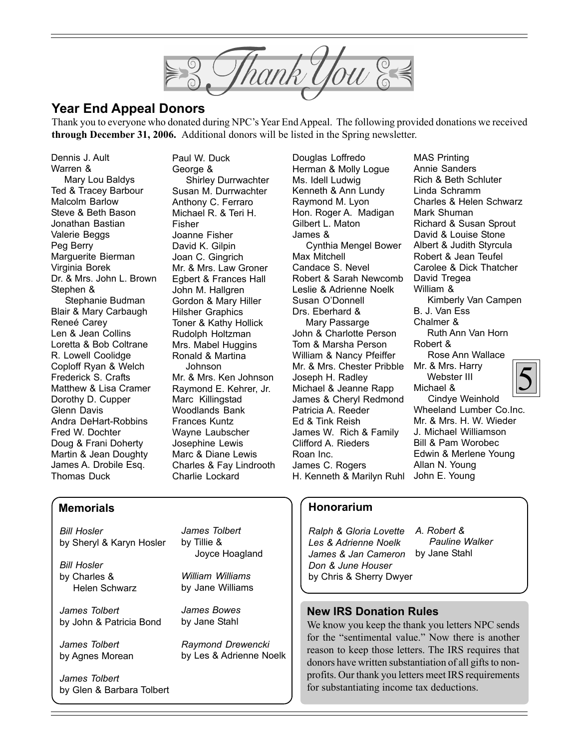# Thank You

## Year End Appeal Donors

Thank you to everyone who donated during NPC's Year End Appeal. The following provided donations we received **through December 31, 2006.** Additional donors will be listed in the Spring newsletter.

Dennis J. Ault
Warren & Mary Lou Baldys
Ted & Tracey Barbour
Malcolm Barlow
Steve & Beth Bason
Jonathan Bastian
Valerie Beggs
Peg Berry
Marguerite Bierman
Virginia Borek
Dr. & Mrs. John L. Brown
Stephen & Stephanie Budman
Blair & Mary Carbaugh
Reneé Carey
Len & Jean Collins
Loretta & Bob Coltrane
R. Lowell Coolidge
Coploff Ryan & Welch
Frederick S. Crafts
Matthew & Lisa Cramer
Dorothy D. Cupper
Glenn Davis
Andra DeHart-Robbins
Fred W. Dochter
Doug & Frani Doherty
Martin & Jean Doughty
James A. Drobile Esq.
Thomas Duck
Paul W. Duck
George & Shirley Durrwachter
Susan M. Durrwachter
Anthony C. Ferraro
Michael R. & Teri H. Fisher
Joanne Fisher
David K. Gilpin
Joan C. Gingrich
Mr. & Mrs. Law Groner
Egbert & Frances Hall
John M. Hallgren
Gordon & Mary Hiller
Hilsher Graphics
Toner & Kathy Hollick
Rudolph Holtzman
Mrs. Mabel Huggins
Ronald & Martina Johnson
Mr. & Mrs. Ken Johnson
Raymond E. Kehrer, Jr.
Marc Killingstad
Woodlands Bank
Frances Kuntz
Wayne Laubscher
Josephine Lewis
Marc & Diane Lewis
Charles & Fay Lindrooth
Charlie Lockard
Douglas Loffredo
Herman & Molly Logue
Ms. Idell Ludwig
Kenneth & Ann Lundy
Raymond M. Lyon
Hon. Roger A. Madigan
Gilbert L. Maton
James & Cynthia Mengel Bower
Max Mitchell
Candace S. Nevel
Robert & Sarah Newcomb
Leslie & Adrienne Noelk
Susan O'Donnell
Drs. Eberhard & Mary Passarge
John & Charlotte Person
Tom & Marsha Person
William & Nancy Pfeiffer
Mr. & Mrs. Chester Pribble
Joseph H. Radley
Michael & Jeanne Rapp
James & Cheryl Redmond
Patricia A. Reeder
Ed & Tink Reish
James W. Rich & Family
Clifford A. Rieders
Roan Inc.
James C. Rogers
H. Kenneth & Marilyn Ruhl
MAS Printing
Annie Sanders
Rich & Beth Schluter
Linda Schramm
Charles & Helen Schwarz
Mark Shuman
Richard & Susan Sprout
David & Louise Stone
Albert & Judith Styrcula
Robert & Jean Teufel
Carolee & Dick Thatcher
David Tregea
William & Kimberly Van Campen
B. J. Van Ess
Chalmer & Ruth Ann Van Horn
Robert & Rose Ann Wallace
Mr. & Mrs. Harry Webster III
Michael & Cindye Weinhold
Wheeland Lumber Co.Inc.
Mr. & Mrs. H. W. Wieder
J. Michael Williamson
Bill & Pam Worobec
Edwin & Merlene Young
Allan N. Young
John E. Young

### Memorials

*Bill Hosler*
by Sheryl & Karyn Hosler

*Bill Hosler*
by Charles & Helen Schwarz

*James Tolbert*
by John & Patricia Bond

*James Tolbert*
by Agnes Morean

*James Tolbert*
by Glen & Barbara Tolbert

*James Tolbert*
by Tillie & Joyce Hoagland

*William Williams*
by Jane Williams

*James Bowes*
by Jane Stahl

*Raymond Drewencki*
by Les & Adrienne Noelk

### Honorarium

*Ralph & Gloria Lovette*
*Les & Adrienne Noelk*
*James & Jan Cameron*
*Don & June Houser*
by Chris & Sherry Dwyer

*A. Robert & Pauline Walker*
by Jane Stahl

### New IRS Donation Rules

We know you keep the thank you letters NPC sends for the "sentimental value." Now there is another reason to keep those letters. The IRS requires that donors have written substantiation of all gifts to non-profits. Our thank you letters meet IRS requirements for substantiating income tax deductions.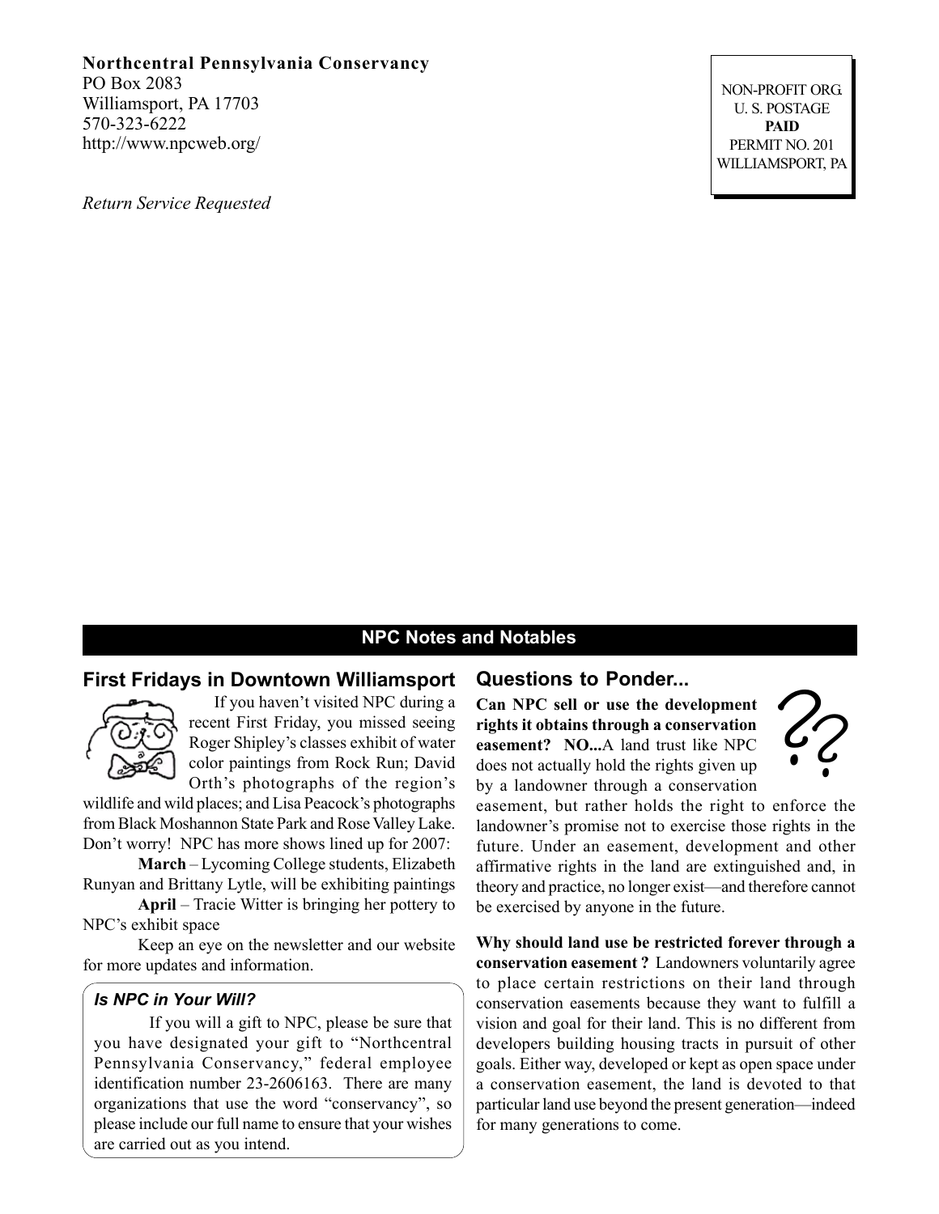**Northcentral Pennsylvania Conservancy**
PO Box 2083
Williamsport, PA 17703
570-323-6222
http://www.npcweb.org/

*Return Service Requested*

NON-PROFIT ORG.
U. S. POSTAGE
**PAID**
PERMIT NO. 201
WILLIAMSPORT, PA

## NPC Notes and Notables

### First Fridays in Downtown Williamsport

If you haven't visited NPC during a recent First Friday, you missed seeing Roger Shipley's classes exhibit of water color paintings from Rock Run; David Orth's photographs of the region's wildlife and wild places; and Lisa Peacock's photographs from Black Moshannon State Park and Rose Valley Lake. Don't worry! NPC has more shows lined up for 2007:

**March** – Lycoming College students, Elizabeth Runyan and Brittany Lytle, will be exhibiting paintings

**April** – Tracie Witter is bringing her pottery to NPC's exhibit space

Keep an eye on the newsletter and our website for more updates and information.

### *Is NPC in Your Will?*

If you will a gift to NPC, please be sure that you have designated your gift to "Northcentral Pennsylvania Conservancy," federal employee identification number 23-2606163. There are many organizations that use the word "conservancy", so please include our full name to ensure that your wishes are carried out as you intend.

### Questions to Ponder...

**Can NPC sell or use the development rights it obtains through a conservation easement? NO...**A land trust like NPC does not actually hold the rights given up by a landowner through a conservation easement, but rather holds the right to enforce the landowner's promise not to exercise those rights in the future. Under an easement, development and other affirmative rights in the land are extinguished and, in theory and practice, no longer exist—and therefore cannot be exercised by anyone in the future.

**Why should land use be restricted forever through a conservation easement ?** Landowners voluntarily agree to place certain restrictions on their land through conservation easements because they want to fulfill a vision and goal for their land. This is no different from developers building housing tracts in pursuit of other goals. Either way, developed or kept as open space under a conservation easement, the land is devoted to that particular land use beyond the present generation—indeed for many generations to come.